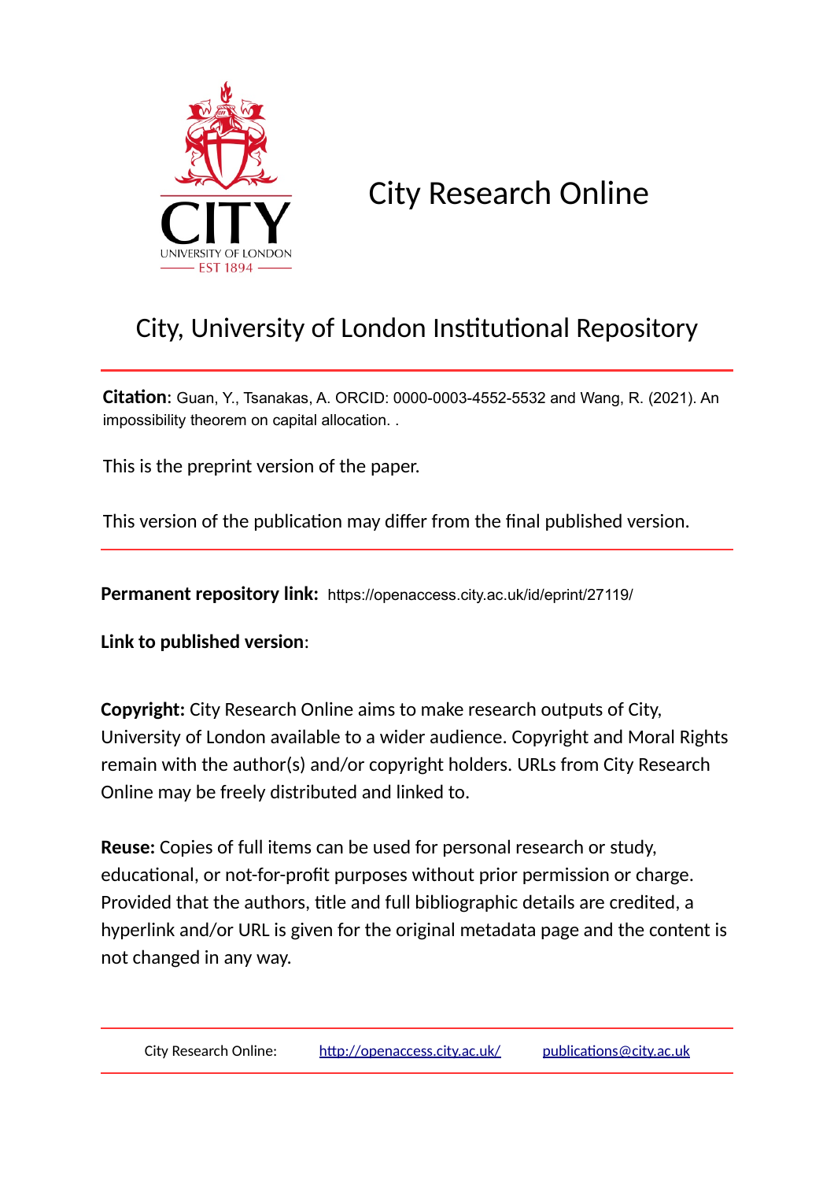# City Research Online

## City, University of London Institutional Repository

**Citation**: Guan, Y., Tsanakas, A. ORCID: 0000-0003-4552-5532 and Wang, R. (2021). An impossibility theorem on capital allocation. .

This is the preprint version of the paper.

This version of the publication may differ from the final published version.

**Permanent repository link:** https://openaccess.city.ac.uk/id/eprint/27119/

**Link to published version**:

**Copyright:** City Research Online aims to make research outputs of City, University of London available to a wider audience. Copyright and Moral Rights remain with the author(s) and/or copyright holders. URLs from City Research Online may be freely distributed and linked to.

**Reuse:** Copies of full items can be used for personal research or study, educational, or not-for-profit purposes without prior permission or charge. Provided that the authors, title and full bibliographic details are credited, a hyperlink and/or URL is given for the original metadata page and the content is not changed in any way.

City Research Online: http://openaccess.city.ac.uk/ publications@city.ac.uk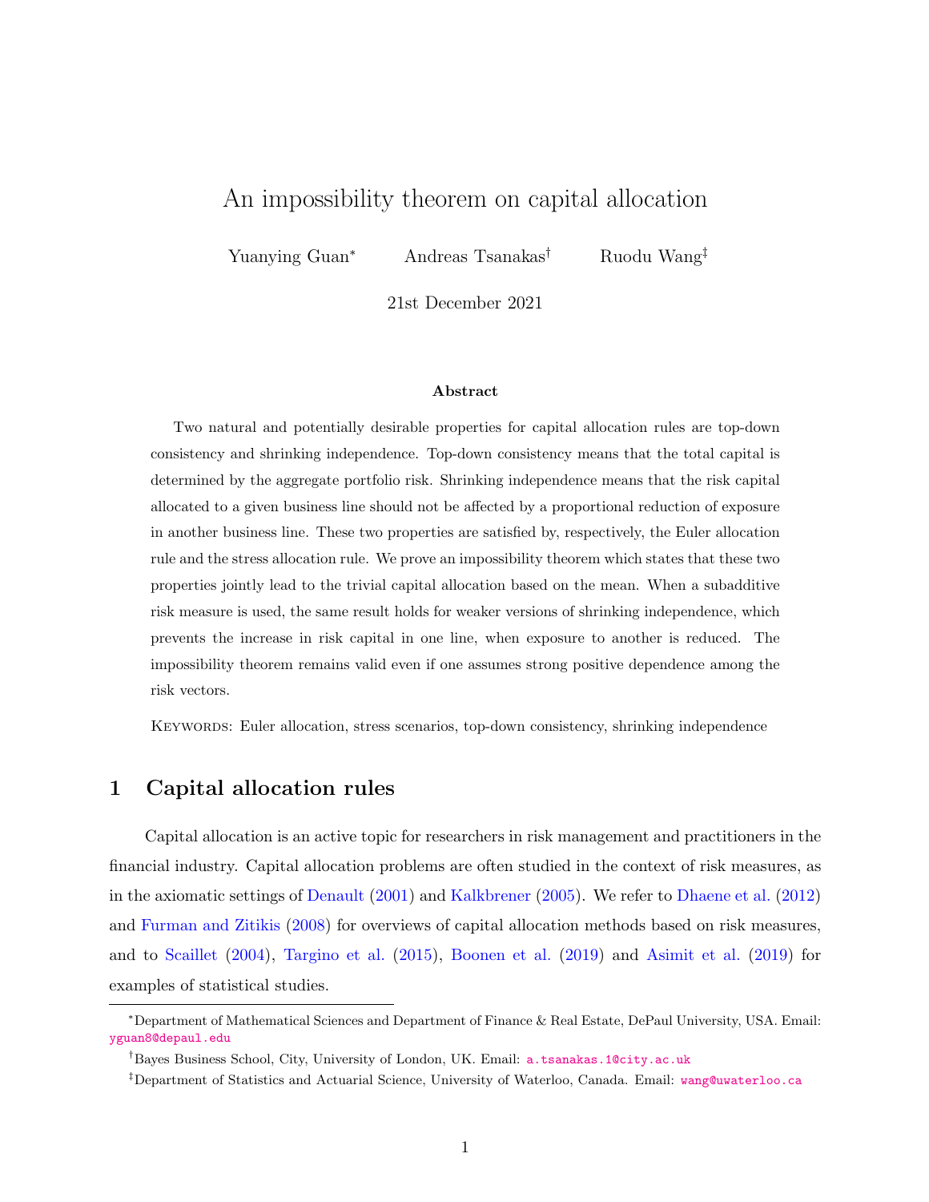# An impossibility theorem on capital allocation

Yuanying Guan[*]  Andreas Tsanakas[†]  Ruodu Wang[‡]

21st December 2021

### Abstract

Two natural and potentially desirable properties for capital allocation rules are top-down consistency and shrinking independence. Top-down consistency means that the total capital is determined by the aggregate portfolio risk. Shrinking independence means that the risk capital allocated to a given business line should not be affected by a proportional reduction of exposure in another business line. These two properties are satisfied by, respectively, the Euler allocation rule and the stress allocation rule. We prove an impossibility theorem which states that these two properties jointly lead to the trivial capital allocation based on the mean. When a subadditive risk measure is used, the same result holds for weaker versions of shrinking independence, which prevents the increase in risk capital in one line, when exposure to another is reduced. The impossibility theorem remains valid even if one assumes strong positive dependence among the risk vectors.

Keywords: Euler allocation, stress scenarios, top-down consistency, shrinking independence

## 1 Capital allocation rules

Capital allocation is an active topic for researchers in risk management and practitioners in the financial industry. Capital allocation problems are often studied in the context of risk measures, as in the axiomatic settings of Denault (2001) and Kalkbrener (2005). We refer to Dhaene et al. (2012) and Furman and Zitikis (2008) for overviews of capital allocation methods based on risk measures, and to Scaillet (2004), Targino et al. (2015), Boonen et al. (2019) and Asimit et al. (2019) for examples of statistical studies.

[*]Department of Mathematical Sciences and Department of Finance & Real Estate, DePaul University, USA. Email: yguan8@depaul.edu

[†]Bayes Business School, City, University of London, UK. Email: a.tsanakas.1@city.ac.uk

[‡]Department of Statistics and Actuarial Science, University of Waterloo, Canada. Email: wang@uwaterloo.ca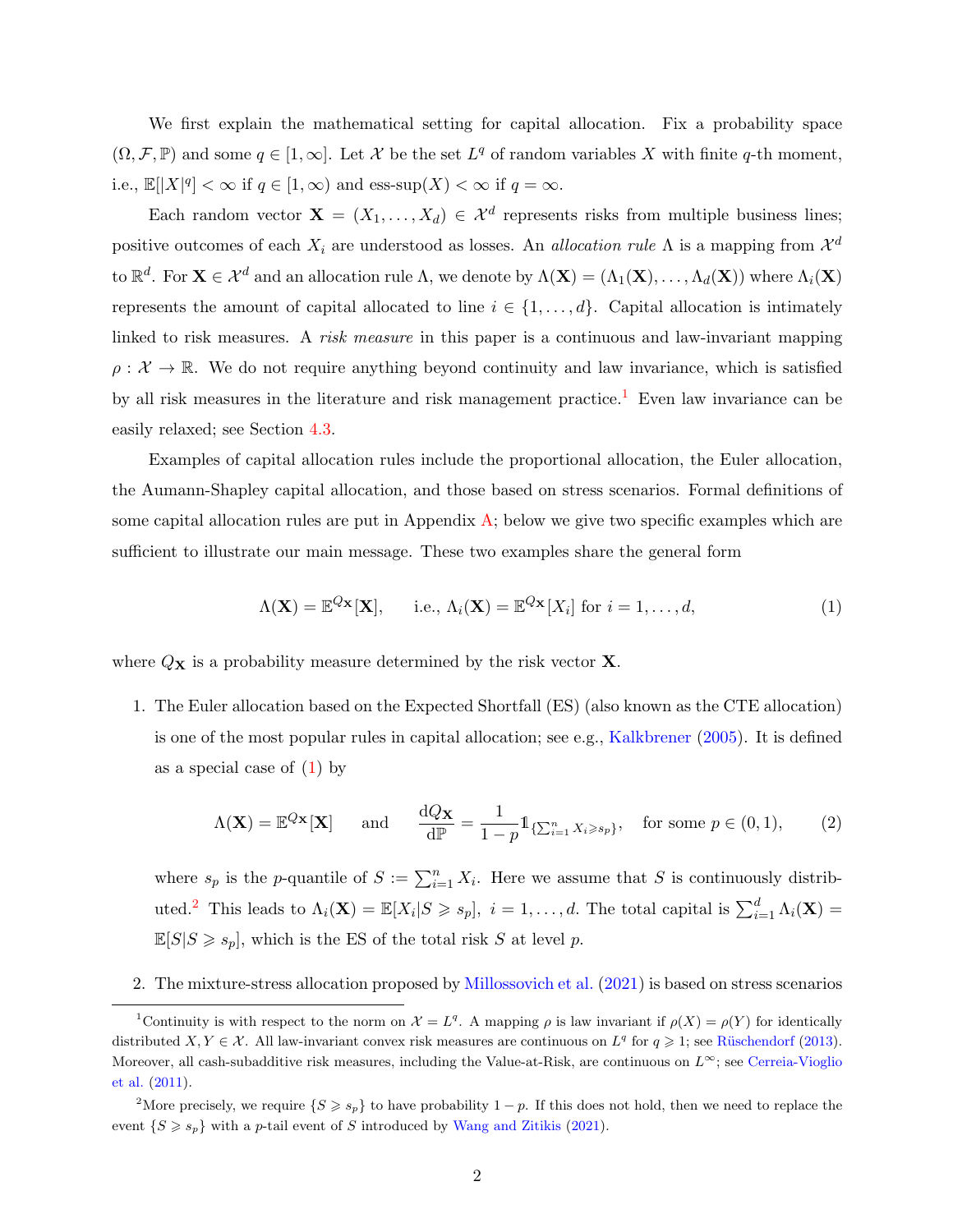We first explain the mathematical setting for capital allocation. Fix a probability space $(\Omega, \mathcal{F}, \mathbb{P})$ and some $q \in [1, \infty]$. Let $\mathcal{X}$ be the set $L^q$ of random variables $X$ with finite $q$-th moment, i.e., $\mathbb{E}[|X|^q] < \infty$ if $q \in [1, \infty)$ and ess-sup$(X) < \infty$ if $q = \infty$.

Each random vector $\mathbf{X} = (X_1, \ldots, X_d) \in \mathcal{X}^d$ represents risks from multiple business lines; positive outcomes of each $X_i$ are understood as losses. An *allocation rule* $\Lambda$ is a mapping from $\mathcal{X}^d$ to $\mathbb{R}^d$. For $\mathbf{X} \in \mathcal{X}^d$ and an allocation rule $\Lambda$, we denote by $\Lambda(\mathbf{X}) = (\Lambda_1(\mathbf{X}), \ldots, \Lambda_d(\mathbf{X}))$ where $\Lambda_i(\mathbf{X})$ represents the amount of capital allocated to line $i \in \{1, \ldots, d\}$. Capital allocation is intimately linked to risk measures. A *risk measure* in this paper is a continuous and law-invariant mapping $\rho : \mathcal{X} \to \mathbb{R}$. We do not require anything beyond continuity and law invariance, which is satisfied by all risk measures in the literature and risk management practice.[1] Even law invariance can be easily relaxed; see Section 4.3.

Examples of capital allocation rules include the proportional allocation, the Euler allocation, the Aumann-Shapley capital allocation, and those based on stress scenarios. Formal definitions of some capital allocation rules are put in Appendix A; below we give two specific examples which are sufficient to illustrate our main message. These two examples share the general form

$$\Lambda(\mathbf{X}) = \mathbb{E}^{Q_{\mathbf{X}}}[\mathbf{X}], \qquad \text{i.e., } \Lambda_i(\mathbf{X}) = \mathbb{E}^{Q_{\mathbf{X}}}[X_i] \text{ for } i = 1, \ldots, d, \tag{1}$$

where $Q_{\mathbf{X}}$ is a probability measure determined by the risk vector $\mathbf{X}$.

1. The Euler allocation based on the Expected Shortfall (ES) (also known as the CTE allocation) is one of the most popular rules in capital allocation; see e.g., Kalkbrener (2005). It is defined as a special case of (1) by

$$\Lambda(\mathbf{X}) = \mathbb{E}^{Q_{\mathbf{X}}}[\mathbf{X}] \qquad \text{and} \qquad \frac{\mathrm{d}Q_{\mathbf{X}}}{\mathrm{d}\mathbb{P}} = \frac{1}{1-p}\mathbb{1}_{\{\sum_{i=1}^n X_i \geqslant s_p\}}, \quad \text{for some } p \in (0,1), \tag{2}$$

   where $s_p$ is the $p$-quantile of $S := \sum_{i=1}^n X_i$. Here we assume that $S$ is continuously distributed.[2] This leads to $\Lambda_i(\mathbf{X}) = \mathbb{E}[X_i | S \geqslant s_p],\ i = 1, \ldots, d$. The total capital is $\sum_{i=1}^d \Lambda_i(\mathbf{X}) = \mathbb{E}[S | S \geqslant s_p]$, which is the ES of the total risk $S$ at level $p$.

2. The mixture-stress allocation proposed by Millossovich et al. (2021) is based on stress scenarios

[1] Continuity is with respect to the norm on $\mathcal{X} = L^q$. A mapping $\rho$ is law invariant if $\rho(X) = \rho(Y)$ for identically distributed $X, Y \in \mathcal{X}$. All law-invariant convex risk measures are continuous on $L^q$ for $q \geqslant 1$; see Rüschendorf (2013). Moreover, all cash-subadditive risk measures, including the Value-at-Risk, are continuous on $L^\infty$; see Cerreia-Vioglio et al. (2011).

[2] More precisely, we require $\{S \geqslant s_p\}$ to have probability $1 - p$. If this does not hold, then we need to replace the event $\{S \geqslant s_p\}$ with a $p$-tail event of $S$ introduced by Wang and Zitikis (2021).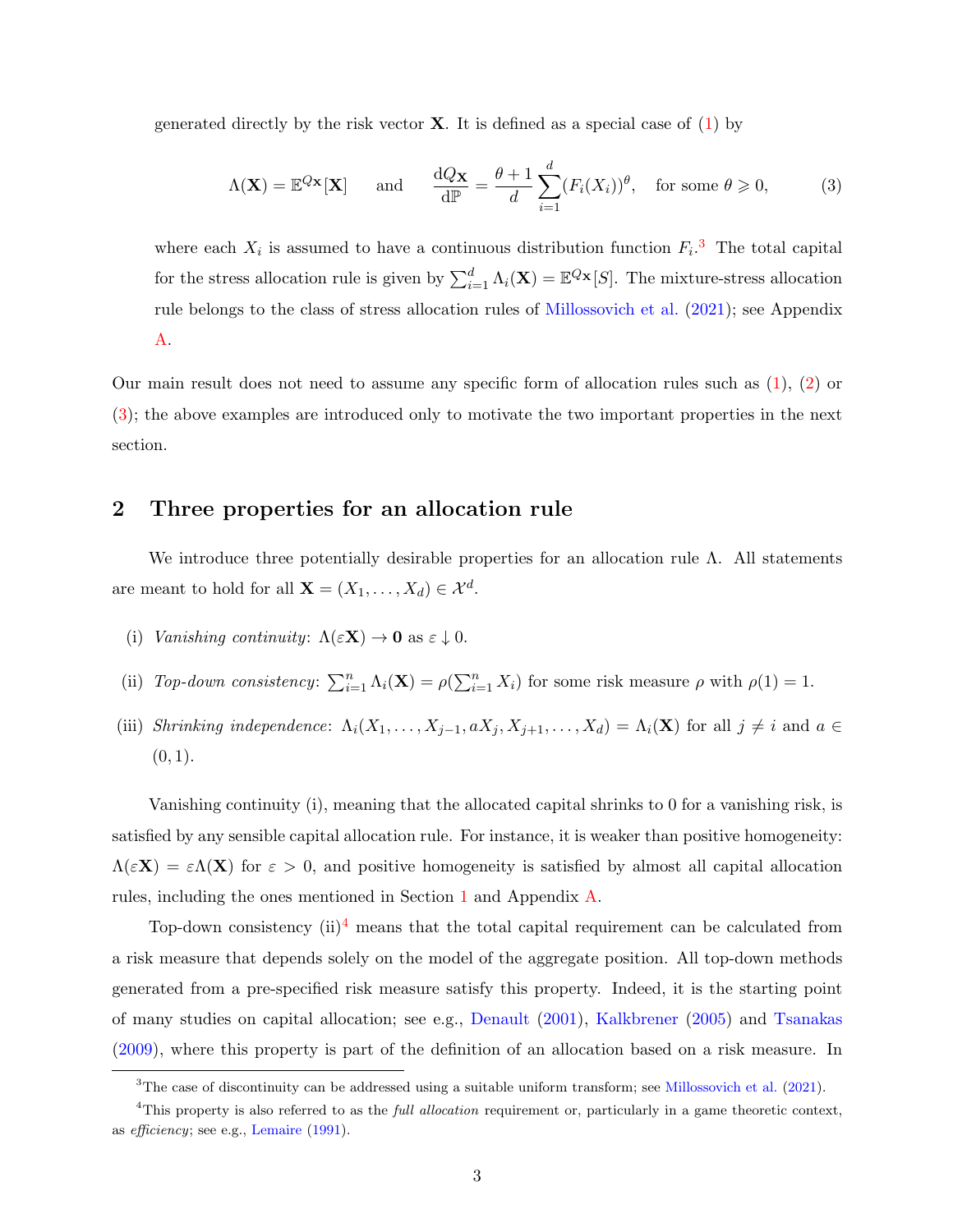generated directly by the risk vector $\mathbf{X}$. It is defined as a special case of (1) by

$$\Lambda(\mathbf{X}) = \mathbb{E}^{Q_{\mathbf{X}}}[\mathbf{X}] \quad \text{and} \quad \frac{\mathrm{d}Q_{\mathbf{X}}}{\mathrm{d}\mathbb{P}} = \frac{\theta+1}{d}\sum_{i=1}^{d}(F_i(X_i))^{\theta}, \quad \text{for some } \theta \geqslant 0, \tag{3}$$

where each $X_i$ is assumed to have a continuous distribution function $F_i$.[3] The total capital for the stress allocation rule is given by $\sum_{i=1}^{d}\Lambda_i(\mathbf{X}) = \mathbb{E}^{Q_{\mathbf{X}}}[S]$. The mixture-stress allocation rule belongs to the class of stress allocation rules of Millossovich et al. (2021); see Appendix A.

Our main result does not need to assume any specific form of allocation rules such as (1), (2) or (3); the above examples are introduced only to motivate the two important properties in the next section.

## 2 Three properties for an allocation rule

We introduce three potentially desirable properties for an allocation rule $\Lambda$. All statements are meant to hold for all $\mathbf{X} = (X_1, \dots, X_d) \in \mathcal{X}^d$.

(i) *Vanishing continuity*: $\Lambda(\varepsilon\mathbf{X}) \to \mathbf{0}$ as $\varepsilon \downarrow 0$.

(ii) *Top-down consistency*: $\sum_{i=1}^{n}\Lambda_i(\mathbf{X}) = \rho(\sum_{i=1}^{n} X_i)$ for some risk measure $\rho$ with $\rho(1) = 1$.

(iii) *Shrinking independence*: $\Lambda_i(X_1, \dots, X_{j-1}, aX_j, X_{j+1}, \dots, X_d) = \Lambda_i(\mathbf{X})$ for all $j \neq i$ and $a \in (0,1)$.

Vanishing continuity (i), meaning that the allocated capital shrinks to 0 for a vanishing risk, is satisfied by any sensible capital allocation rule. For instance, it is weaker than positive homogeneity: $\Lambda(\varepsilon\mathbf{X}) = \varepsilon\Lambda(\mathbf{X})$ for $\varepsilon > 0$, and positive homogeneity is satisfied by almost all capital allocation rules, including the ones mentioned in Section 1 and Appendix A.

Top-down consistency (ii)[4] means that the total capital requirement can be calculated from a risk measure that depends solely on the model of the aggregate position. All top-down methods generated from a pre-specified risk measure satisfy this property. Indeed, it is the starting point of many studies on capital allocation; see e.g., Denault (2001), Kalkbrener (2005) and Tsanakas (2009), where this property is part of the definition of an allocation based on a risk measure. In

[3] The case of discontinuity can be addressed using a suitable uniform transform; see Millossovich et al. (2021).

[4] This property is also referred to as the *full allocation* requirement or, particularly in a game theoretic context, as *efficiency*; see e.g., Lemaire (1991).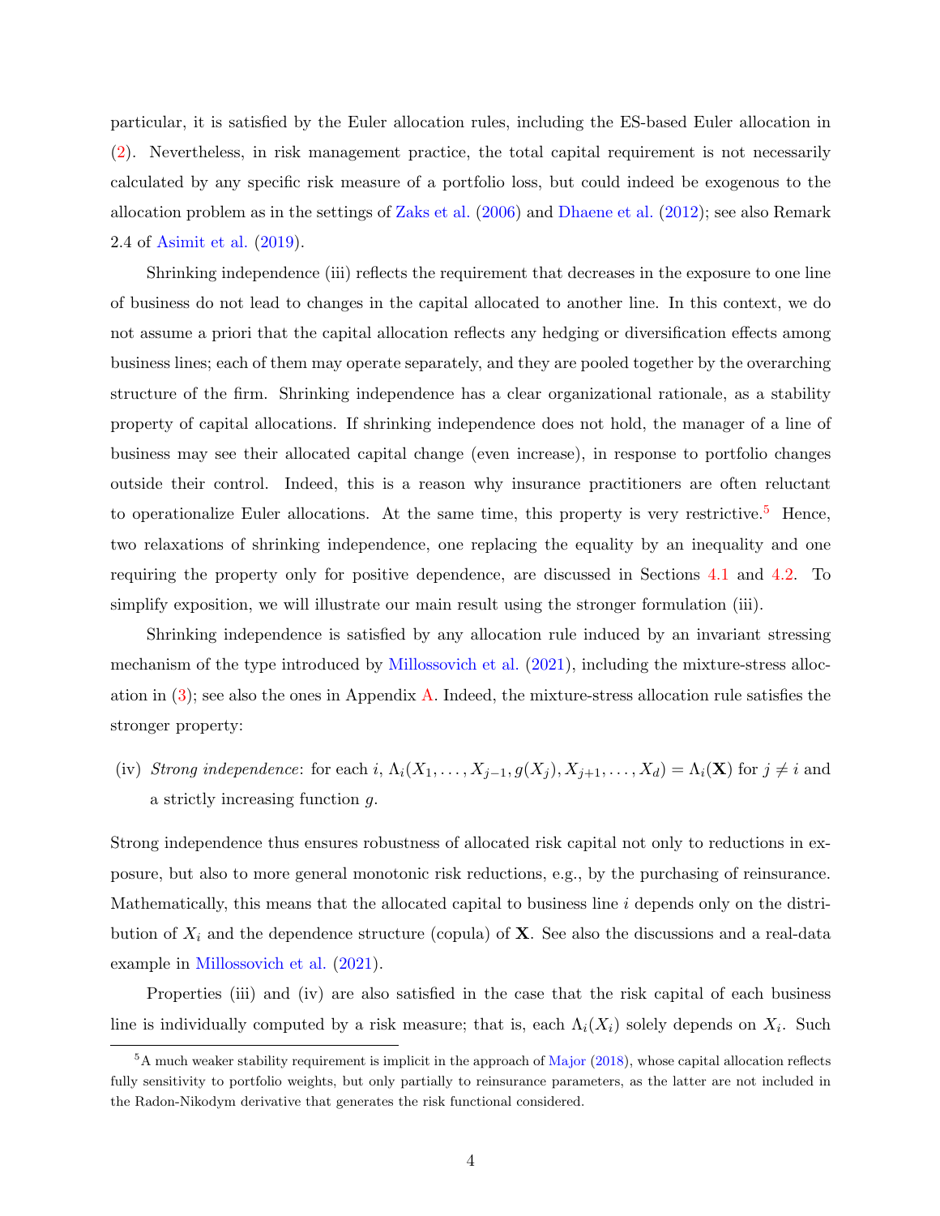particular, it is satisfied by the Euler allocation rules, including the ES-based Euler allocation in (2). Nevertheless, in risk management practice, the total capital requirement is not necessarily calculated by any specific risk measure of a portfolio loss, but could indeed be exogenous to the allocation problem as in the settings of Zaks et al. (2006) and Dhaene et al. (2012); see also Remark 2.4 of Asimit et al. (2019).

Shrinking independence (iii) reflects the requirement that decreases in the exposure to one line of business do not lead to changes in the capital allocated to another line. In this context, we do not assume a priori that the capital allocation reflects any hedging or diversification effects among business lines; each of them may operate separately, and they are pooled together by the overarching structure of the firm. Shrinking independence has a clear organizational rationale, as a stability property of capital allocations. If shrinking independence does not hold, the manager of a line of business may see their allocated capital change (even increase), in response to portfolio changes outside their control. Indeed, this is a reason why insurance practitioners are often reluctant to operationalize Euler allocations. At the same time, this property is very restrictive.[5] Hence, two relaxations of shrinking independence, one replacing the equality by an inequality and one requiring the property only for positive dependence, are discussed in Sections 4.1 and 4.2. To simplify exposition, we will illustrate our main result using the stronger formulation (iii).

Shrinking independence is satisfied by any allocation rule induced by an invariant stressing mechanism of the type introduced by Millossovich et al. (2021), including the mixture-stress allocation in (3); see also the ones in Appendix A. Indeed, the mixture-stress allocation rule satisfies the stronger property:

(iv) *Strong independence*: for each $i$, $\Lambda_i(X_1, \ldots, X_{j-1}, g(X_j), X_{j+1}, \ldots, X_d) = \Lambda_i(\mathbf{X})$ for $j \neq i$ and a strictly increasing function $g$.

Strong independence thus ensures robustness of allocated risk capital not only to reductions in exposure, but also to more general monotonic risk reductions, e.g., by the purchasing of reinsurance. Mathematically, this means that the allocated capital to business line $i$ depends only on the distribution of $X_i$ and the dependence structure (copula) of $\mathbf{X}$. See also the discussions and a real-data example in Millossovich et al. (2021).

Properties (iii) and (iv) are also satisfied in the case that the risk capital of each business line is individually computed by a risk measure; that is, each $\Lambda_i(X_i)$ solely depends on $X_i$. Such

[5] A much weaker stability requirement is implicit in the approach of Major (2018), whose capital allocation reflects fully sensitivity to portfolio weights, but only partially to reinsurance parameters, as the latter are not included in the Radon-Nikodym derivative that generates the risk functional considered.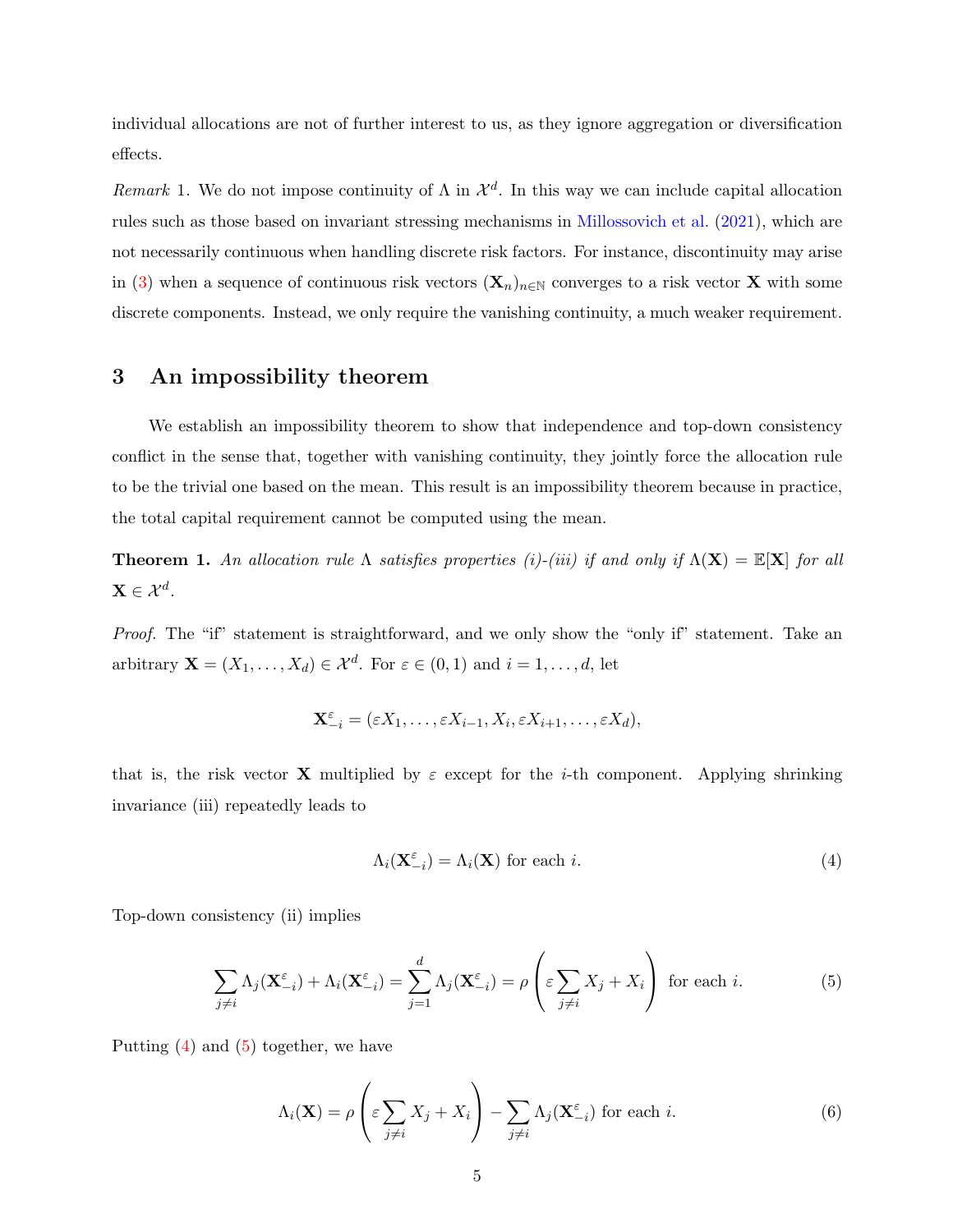individual allocations are not of further interest to us, as they ignore aggregation or diversification effects.

*Remark* 1. We do not impose continuity of $\Lambda$ in $\mathcal{X}^d$. In this way we can include capital allocation rules such as those based on invariant stressing mechanisms in Millossovich et al. (2021), which are not necessarily continuous when handling discrete risk factors. For instance, discontinuity may arise in (3) when a sequence of continuous risk vectors $(\mathbf{X}_n)_{n\in\mathbb{N}}$ converges to a risk vector $\mathbf{X}$ with some discrete components. Instead, we only require the vanishing continuity, a much weaker requirement.

## 3 An impossibility theorem

We establish an impossibility theorem to show that independence and top-down consistency conflict in the sense that, together with vanishing continuity, they jointly force the allocation rule to be the trivial one based on the mean. This result is an impossibility theorem because in practice, the total capital requirement cannot be computed using the mean.

**Theorem 1.** *An allocation rule $\Lambda$ satisfies properties (i)-(iii) if and only if $\Lambda(\mathbf{X}) = \mathbb{E}[\mathbf{X}]$ for all $\mathbf{X} \in \mathcal{X}^d$.*

*Proof.* The "if" statement is straightforward, and we only show the "only if" statement. Take an arbitrary $\mathbf{X} = (X_1, \dots, X_d) \in \mathcal{X}^d$. For $\varepsilon \in (0, 1)$ and $i = 1, \dots, d$, let

$$\mathbf{X}^{\varepsilon}_{-i} = (\varepsilon X_1, \dots, \varepsilon X_{i-1}, X_i, \varepsilon X_{i+1}, \dots, \varepsilon X_d),$$

that is, the risk vector $\mathbf{X}$ multiplied by $\varepsilon$ except for the $i$-th component. Applying shrinking invariance (iii) repeatedly leads to

$$\Lambda_i(\mathbf{X}^{\varepsilon}_{-i}) = \Lambda_i(\mathbf{X}) \text{ for each } i. \tag{4}$$

Top-down consistency (ii) implies

$$\sum_{j\neq i} \Lambda_j(\mathbf{X}^{\varepsilon}_{-i}) + \Lambda_i(\mathbf{X}^{\varepsilon}_{-i}) = \sum_{j=1}^{d} \Lambda_j(\mathbf{X}^{\varepsilon}_{-i}) = \rho\left(\varepsilon \sum_{j\neq i} X_j + X_i\right) \text{ for each } i. \tag{5}$$

Putting (4) and (5) together, we have

$$\Lambda_i(\mathbf{X}) = \rho\left(\varepsilon \sum_{j\neq i} X_j + X_i\right) - \sum_{j\neq i} \Lambda_j(\mathbf{X}^{\varepsilon}_{-i}) \text{ for each } i. \tag{6}$$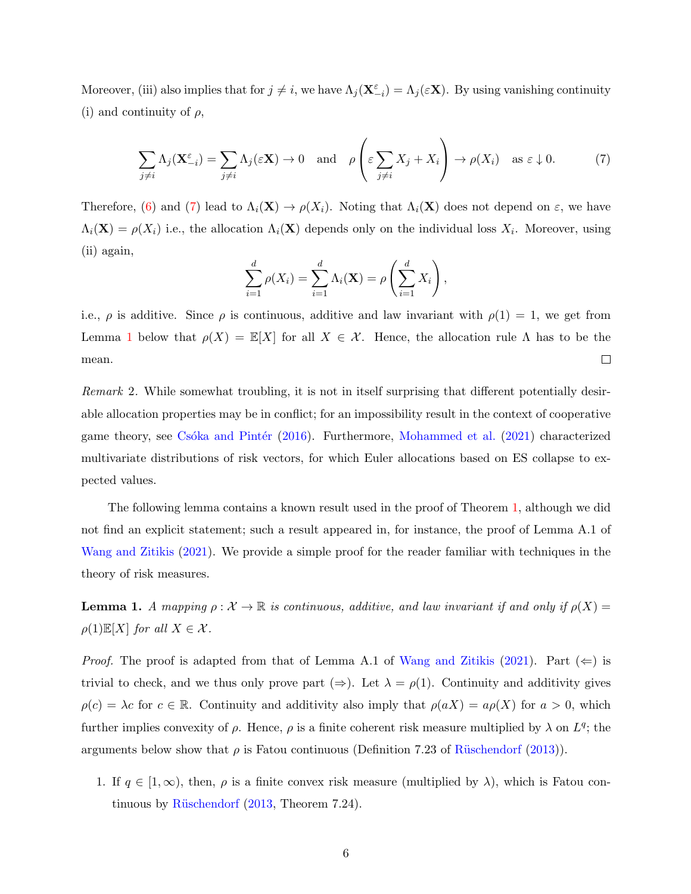Moreover, (iii) also implies that for $j \neq i$, we have $\Lambda_j(\mathbf{X}^{\varepsilon}_{-i}) = \Lambda_j(\varepsilon \mathbf{X})$. By using vanishing continuity (i) and continuity of $\rho$,

$$\sum_{j\neq i} \Lambda_j(\mathbf{X}^{\varepsilon}_{-i}) = \sum_{j\neq i} \Lambda_j(\varepsilon \mathbf{X}) \to 0 \quad \text{and} \quad \rho\left(\varepsilon \sum_{j \neq i} X_j + X_i\right) \to \rho(X_i) \quad \text{as } \varepsilon \downarrow 0. \tag{7}$$

Therefore, (6) and (7) lead to $\Lambda_i(\mathbf{X}) \to \rho(X_i)$. Noting that $\Lambda_i(\mathbf{X})$ does not depend on $\varepsilon$, we have $\Lambda_i(\mathbf{X}) = \rho(X_i)$ i.e., the allocation $\Lambda_i(\mathbf{X})$ depends only on the individual loss $X_i$. Moreover, using (ii) again,

$$\sum_{i=1}^{d} \rho(X_i) = \sum_{i=1}^{d} \Lambda_i(\mathbf{X}) = \rho\left(\sum_{i=1}^{d} X_i\right),$$

i.e., $\rho$ is additive. Since $\rho$ is continuous, additive and law invariant with $\rho(1) = 1$, we get from Lemma 1 below that $\rho(X) = \mathbb{E}[X]$ for all $X \in \mathcal{X}$. Hence, the allocation rule $\Lambda$ has to be the mean. □

*Remark* 2. While somewhat troubling, it is not in itself surprising that different potentially desirable allocation properties may be in conflict; for an impossibility result in the context of cooperative game theory, see Csóka and Pintér (2016). Furthermore, Mohammed et al. (2021) characterized multivariate distributions of risk vectors, for which Euler allocations based on ES collapse to expected values.

The following lemma contains a known result used in the proof of Theorem 1, although we did not find an explicit statement; such a result appeared in, for instance, the proof of Lemma A.1 of Wang and Zitikis (2021). We provide a simple proof for the reader familiar with techniques in the theory of risk measures.

**Lemma 1.** *A mapping $\rho : \mathcal{X} \to \mathbb{R}$ is continuous, additive, and law invariant if and only if $\rho(X) = \rho(1)\mathbb{E}[X]$ for all $X \in \mathcal{X}$.*

*Proof.* The proof is adapted from that of Lemma A.1 of Wang and Zitikis (2021). Part ($\Leftarrow$) is trivial to check, and we thus only prove part ($\Rightarrow$). Let $\lambda = \rho(1)$. Continuity and additivity gives $\rho(c) = \lambda c$ for $c \in \mathbb{R}$. Continuity and additivity also imply that $\rho(aX) = a\rho(X)$ for $a > 0$, which further implies convexity of $\rho$. Hence, $\rho$ is a finite coherent risk measure multiplied by $\lambda$ on $L^q$; the arguments below show that $\rho$ is Fatou continuous (Definition 7.23 of Rüschendorf (2013)).

1. If $q \in [1, \infty)$, then, $\rho$ is a finite convex risk measure (multiplied by $\lambda$), which is Fatou continuous by Rüschendorf (2013, Theorem 7.24).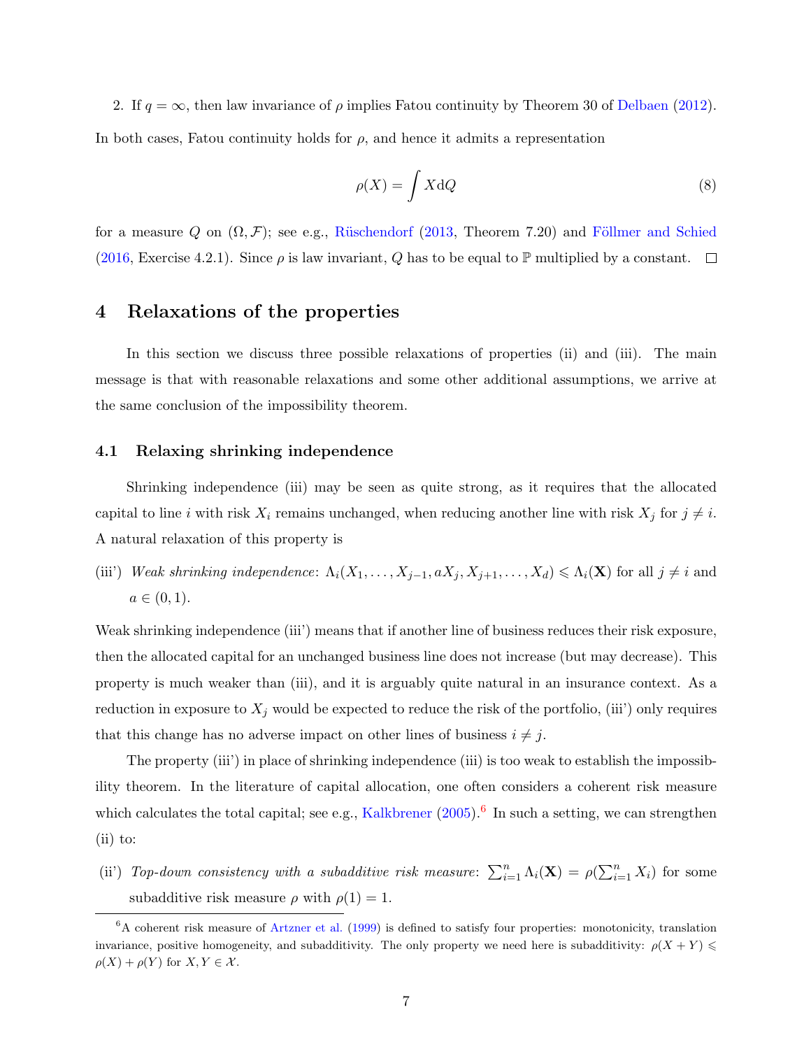2. If $q = \infty$, then law invariance of $\rho$ implies Fatou continuity by Theorem 30 of Delbaen (2012).

In both cases, Fatou continuity holds for $\rho$, and hence it admits a representation

$$\rho(X) = \int X \mathrm{d}Q \tag{8}$$

for a measure $Q$ on $(\Omega, \mathcal{F})$; see e.g., Rüschendorf (2013, Theorem 7.20) and Föllmer and Schied (2016, Exercise 4.2.1). Since $\rho$ is law invariant, $Q$ has to be equal to $\mathbb{P}$ multiplied by a constant. □

## 4 Relaxations of the properties

In this section we discuss three possible relaxations of properties (ii) and (iii). The main message is that with reasonable relaxations and some other additional assumptions, we arrive at the same conclusion of the impossibility theorem.

### 4.1 Relaxing shrinking independence

Shrinking independence (iii) may be seen as quite strong, as it requires that the allocated capital to line $i$ with risk $X_i$ remains unchanged, when reducing another line with risk $X_j$ for $j \neq i$. A natural relaxation of this property is

(iii') *Weak shrinking independence*: $\Lambda_i(X_1, \ldots, X_{j-1}, aX_j, X_{j+1}, \ldots, X_d) \leqslant \Lambda_i(\mathbf{X})$ for all $j \neq i$ and $a \in (0, 1)$.

Weak shrinking independence (iii') means that if another line of business reduces their risk exposure, then the allocated capital for an unchanged business line does not increase (but may decrease). This property is much weaker than (iii), and it is arguably quite natural in an insurance context. As a reduction in exposure to $X_j$ would be expected to reduce the risk of the portfolio, (iii') only requires that this change has no adverse impact on other lines of business $i \neq j$.

The property (iii') in place of shrinking independence (iii) is too weak to establish the impossibility theorem. In the literature of capital allocation, one often considers a coherent risk measure which calculates the total capital; see e.g., Kalkbrener (2005).[6] In such a setting, we can strengthen (ii) to:

(ii') *Top-down consistency with a subadditive risk measure*: $\sum_{i=1}^{n} \Lambda_i(\mathbf{X}) = \rho(\sum_{i=1}^{n} X_i)$ for some subadditive risk measure $\rho$ with $\rho(1) = 1$.

[6] A coherent risk measure of Artzner et al. (1999) is defined to satisfy four properties: monotonicity, translation invariance, positive homogeneity, and subadditivity. The only property we need here is subadditivity: $\rho(X + Y) \leqslant \rho(X) + \rho(Y)$ for $X, Y \in \mathcal{X}$.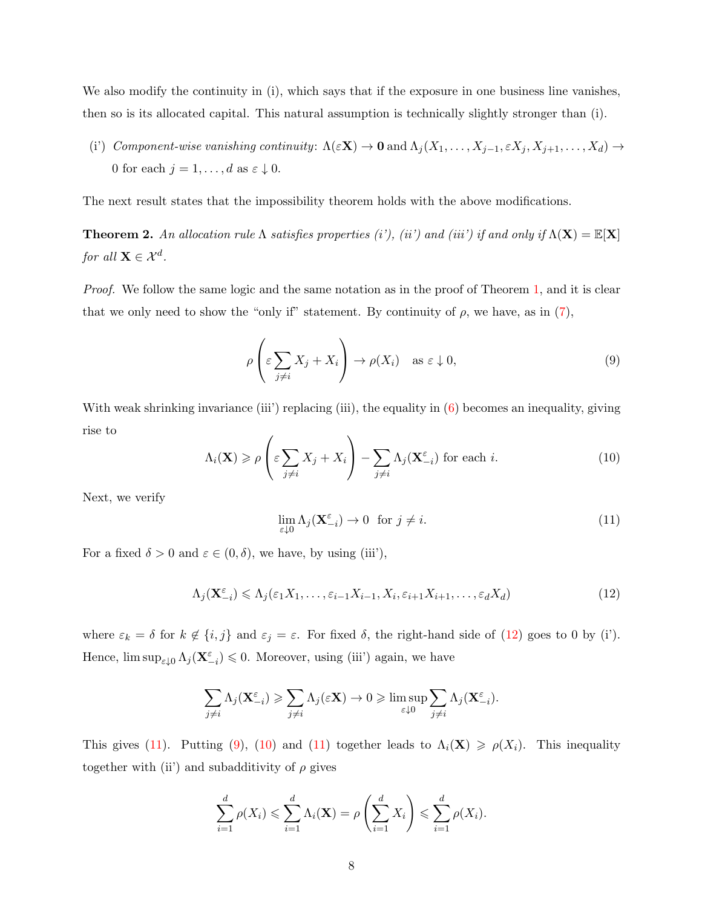We also modify the continuity in (i), which says that if the exposure in one business line vanishes, then so is its allocated capital. This natural assumption is technically slightly stronger than (i).

(i') *Component-wise vanishing continuity*: $\Lambda(\varepsilon \mathbf{X}) \to \mathbf{0}$ and $\Lambda_j(X_1, \dots, X_{j-1}, \varepsilon X_j, X_{j+1}, \dots, X_d) \to 0$ for each $j = 1, \dots, d$ as $\varepsilon \downarrow 0$.

The next result states that the impossibility theorem holds with the above modifications.

**Theorem 2.** *An allocation rule $\Lambda$ satisfies properties (i'), (ii') and (iii') if and only if $\Lambda(\mathbf{X}) = \mathbb{E}[\mathbf{X}]$ for all $\mathbf{X} \in \mathcal{X}^d$.*

*Proof.* We follow the same logic and the same notation as in the proof of Theorem 1, and it is clear that we only need to show the "only if" statement. By continuity of $\rho$, we have, as in (7),

$$\rho\left(\varepsilon \sum_{j \neq i} X_j + X_i\right) \to \rho(X_i) \quad \text{as } \varepsilon \downarrow 0, \tag{9}$$

With weak shrinking invariance (iii') replacing (iii), the equality in (6) becomes an inequality, giving rise to

$$\Lambda_i(\mathbf{X}) \geqslant \rho\left(\varepsilon \sum_{j \neq i} X_j + X_i\right) - \sum_{j \neq i} \Lambda_j(\mathbf{X}_{-i}^{\varepsilon}) \text{ for each } i. \tag{10}$$

Next, we verify

$$\lim_{\varepsilon \downarrow 0} \Lambda_j(\mathbf{X}_{-i}^{\varepsilon}) \to 0 \;\; \text{for } j \neq i. \tag{11}$$

For a fixed $\delta > 0$ and $\varepsilon \in (0, \delta)$, we have, by using (iii'),

$$\Lambda_j(\mathbf{X}_{-i}^{\varepsilon}) \leqslant \Lambda_j(\varepsilon_1 X_1, \dots, \varepsilon_{i-1} X_{i-1}, X_i, \varepsilon_{i+1} X_{i+1}, \dots, \varepsilon_d X_d) \tag{12}$$

where $\varepsilon_k = \delta$ for $k \notin \{i, j\}$ and $\varepsilon_j = \varepsilon$. For fixed $\delta$, the right-hand side of (12) goes to 0 by (i'). Hence, $\limsup_{\varepsilon \downarrow 0} \Lambda_j(\mathbf{X}_{-i}^{\varepsilon}) \leqslant 0$. Moreover, using (iii') again, we have

$$\sum_{j \neq i} \Lambda_j(\mathbf{X}_{-i}^{\varepsilon}) \geqslant \sum_{j \neq i} \Lambda_j(\varepsilon \mathbf{X}) \to 0 \geqslant \limsup_{\varepsilon \downarrow 0} \sum_{j \neq i} \Lambda_j(\mathbf{X}_{-i}^{\varepsilon}).$$

This gives (11). Putting (9), (10) and (11) together leads to $\Lambda_i(\mathbf{X}) \geqslant \rho(X_i)$. This inequality together with (ii') and subadditivity of $\rho$ gives

$$\sum_{i=1}^{d} \rho(X_i) \leqslant \sum_{i=1}^{d} \Lambda_i(\mathbf{X}) = \rho\left(\sum_{i=1}^{d} X_i\right) \leqslant \sum_{i=1}^{d} \rho(X_i).$$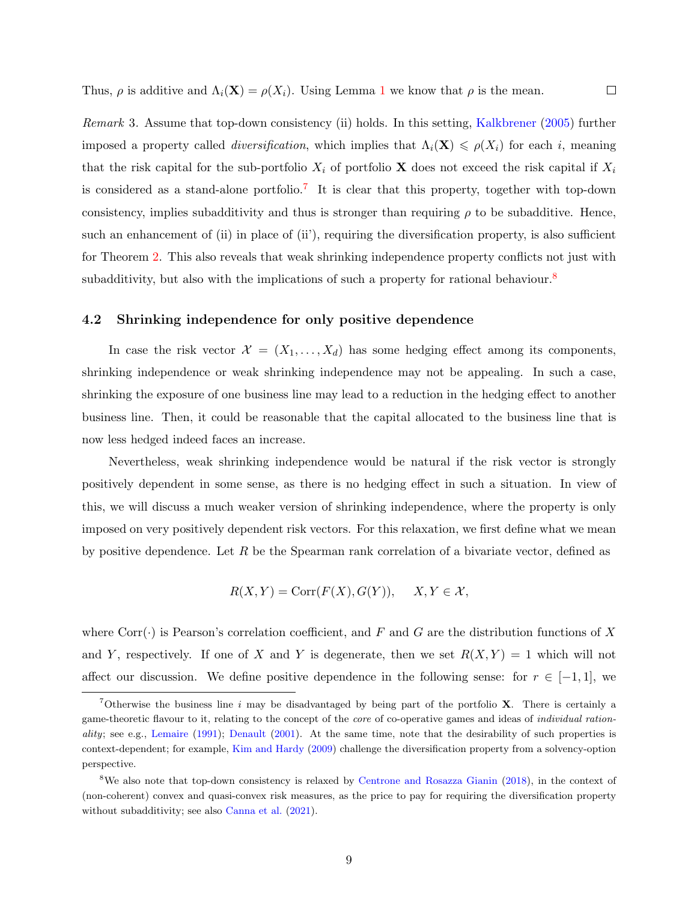Thus, $\rho$ is additive and $\Lambda_i(\mathbf{X}) = \rho(X_i)$. Using Lemma 1 we know that $\rho$ is the mean. $\square$

*Remark* 3. Assume that top-down consistency (ii) holds. In this setting, Kalkbrener (2005) further imposed a property called *diversification*, which implies that $\Lambda_i(\mathbf{X}) \leqslant \rho(X_i)$ for each $i$, meaning that the risk capital for the sub-portfolio $X_i$ of portfolio $\mathbf{X}$ does not exceed the risk capital if $X_i$ is considered as a stand-alone portfolio.[7] It is clear that this property, together with top-down consistency, implies subadditivity and thus is stronger than requiring $\rho$ to be subadditive. Hence, such an enhancement of (ii) in place of (ii'), requiring the diversification property, is also sufficient for Theorem 2. This also reveals that weak shrinking independence property conflicts not just with subadditivity, but also with the implications of such a property for rational behaviour.[8]

### 4.2 Shrinking independence for only positive dependence

In case the risk vector $\mathcal{X} = (X_1, \ldots, X_d)$ has some hedging effect among its components, shrinking independence or weak shrinking independence may not be appealing. In such a case, shrinking the exposure of one business line may lead to a reduction in the hedging effect to another business line. Then, it could be reasonable that the capital allocated to the business line that is now less hedged indeed faces an increase.

Nevertheless, weak shrinking independence would be natural if the risk vector is strongly positively dependent in some sense, as there is no hedging effect in such a situation. In view of this, we will discuss a much weaker version of shrinking independence, where the property is only imposed on very positively dependent risk vectors. For this relaxation, we first define what we mean by positive dependence. Let $R$ be the Spearman rank correlation of a bivariate vector, defined as

$$R(X, Y) = \mathrm{Corr}(F(X), G(Y)), \quad X, Y \in \mathcal{X},$$

where $\mathrm{Corr}(\cdot)$ is Pearson's correlation coefficient, and $F$ and $G$ are the distribution functions of $X$ and $Y$, respectively. If one of $X$ and $Y$ is degenerate, then we set $R(X, Y) = 1$ which will not affect our discussion. We define positive dependence in the following sense: for $r \in [-1, 1]$, we

---

[7] Otherwise the business line $i$ may be disadvantaged by being part of the portfolio $\mathbf{X}$. There is certainly a game-theoretic flavour to it, relating to the concept of the *core* of co-operative games and ideas of *individual rationality*; see e.g., Lemaire (1991); Denault (2001). At the same time, note that the desirability of such properties is context-dependent; for example, Kim and Hardy (2009) challenge the diversification property from a solvency-option perspective.

[8] We also note that top-down consistency is relaxed by Centrone and Rosazza Gianin (2018), in the context of (non-coherent) convex and quasi-convex risk measures, as the price to pay for requiring the diversification property without subadditivity; see also Canna et al. (2021).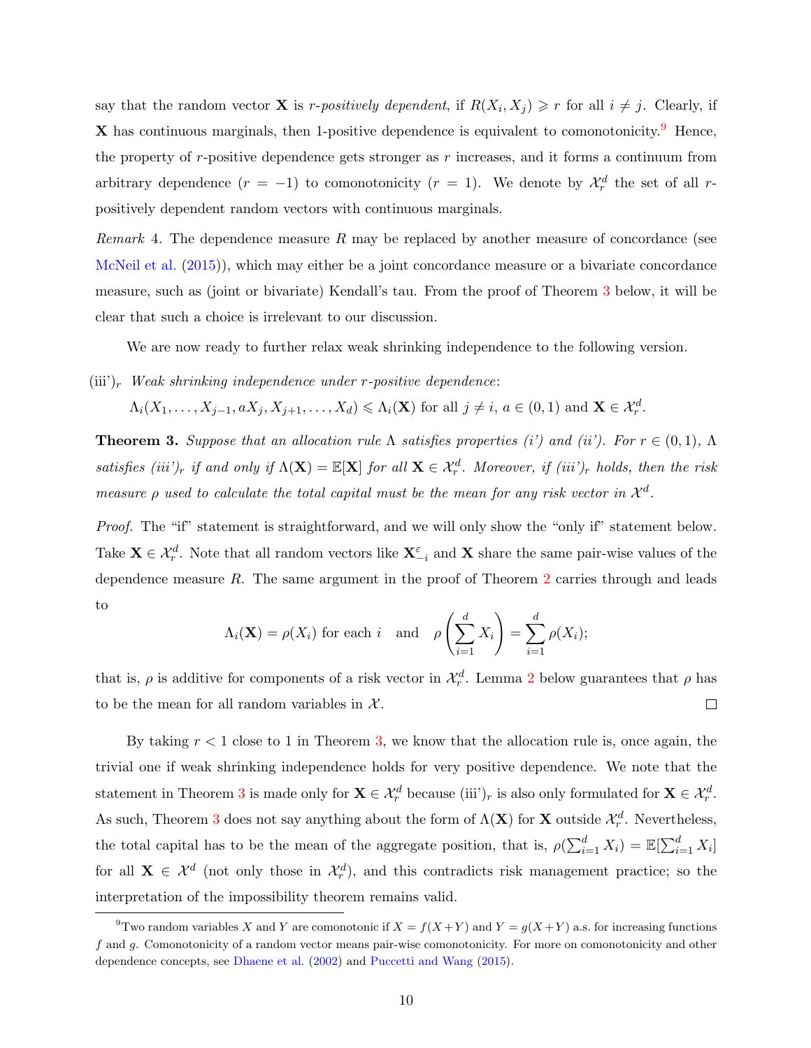say that the random vector $\mathbf{X}$ is *r-positively dependent*, if $R(X_i, X_j) \geqslant r$ for all $i \neq j$. Clearly, if $\mathbf{X}$ has continuous marginals, then 1-positive dependence is equivalent to comonotonicity.[9] Hence, the property of $r$-positive dependence gets stronger as $r$ increases, and it forms a continuum from arbitrary dependence ($r = -1$) to comonotonicity ($r = 1$). We denote by $\mathcal{X}_r^d$ the set of all $r$-positively dependent random vectors with continuous marginals.

*Remark* 4. The dependence measure $R$ may be replaced by another measure of concordance (see McNeil et al. (2015)), which may either be a joint concordance measure or a bivariate concordance measure, such as (joint or bivariate) Kendall's tau. From the proof of Theorem 3 below, it will be clear that such a choice is irrelevant to our discussion.

We are now ready to further relax weak shrinking independence to the following version.

(iii')$_r$ *Weak shrinking independence under r-positive dependence*:

$\Lambda_i(X_1, \ldots, X_{j-1}, aX_j, X_{j+1}, \ldots, X_d) \leqslant \Lambda_i(\mathbf{X})$ for all $j \neq i$, $a \in (0, 1)$ and $\mathbf{X} \in \mathcal{X}_r^d$.

**Theorem 3.** *Suppose that an allocation rule $\Lambda$ satisfies properties (i') and (ii'). For $r \in (0, 1)$, $\Lambda$ satisfies (iii')$_r$ if and only if $\Lambda(\mathbf{X}) = \mathbb{E}[\mathbf{X}]$ for all $\mathbf{X} \in \mathcal{X}_r^d$. Moreover, if (iii')$_r$ holds, then the risk measure $\rho$ used to calculate the total capital must be the mean for any risk vector in $\mathcal{X}^d$.*

*Proof.* The "if" statement is straightforward, and we will only show the "only if" statement below. Take $\mathbf{X} \in \mathcal{X}_r^d$. Note that all random vectors like $\mathbf{X}_{-i}^{\varepsilon}$ and $\mathbf{X}$ share the same pair-wise values of the dependence measure $R$. The same argument in the proof of Theorem 2 carries through and leads to

$$\Lambda_i(\mathbf{X}) = \rho(X_i) \text{ for each } i \quad \text{and} \quad \rho\left(\sum_{i=1}^d X_i\right) = \sum_{i=1}^d \rho(X_i);$$

that is, $\rho$ is additive for components of a risk vector in $\mathcal{X}_r^d$. Lemma 2 below guarantees that $\rho$ has to be the mean for all random variables in $\mathcal{X}$. □

By taking $r < 1$ close to 1 in Theorem 3, we know that the allocation rule is, once again, the trivial one if weak shrinking independence holds for very positive dependence. We note that the statement in Theorem 3 is made only for $\mathbf{X} \in \mathcal{X}_r^d$ because (iii')$_r$ is also only formulated for $\mathbf{X} \in \mathcal{X}_r^d$. As such, Theorem 3 does not say anything about the form of $\Lambda(\mathbf{X})$ for $\mathbf{X}$ outside $\mathcal{X}_r^d$. Nevertheless, the total capital has to be the mean of the aggregate position, that is, $\rho(\sum_{i=1}^d X_i) = \mathbb{E}[\sum_{i=1}^d X_i]$ for all $\mathbf{X} \in \mathcal{X}^d$ (not only those in $\mathcal{X}_r^d$), and this contradicts risk management practice; so the interpretation of the impossibility theorem remains valid.

---

[9] Two random variables $X$ and $Y$ are comonotonic if $X = f(X+Y)$ and $Y = g(X+Y)$ a.s. for increasing functions $f$ and $g$. Comonotonicity of a random vector means pair-wise comonotonicity. For more on comonotonicity and other dependence concepts, see Dhaene et al. (2002) and Puccetti and Wang (2015).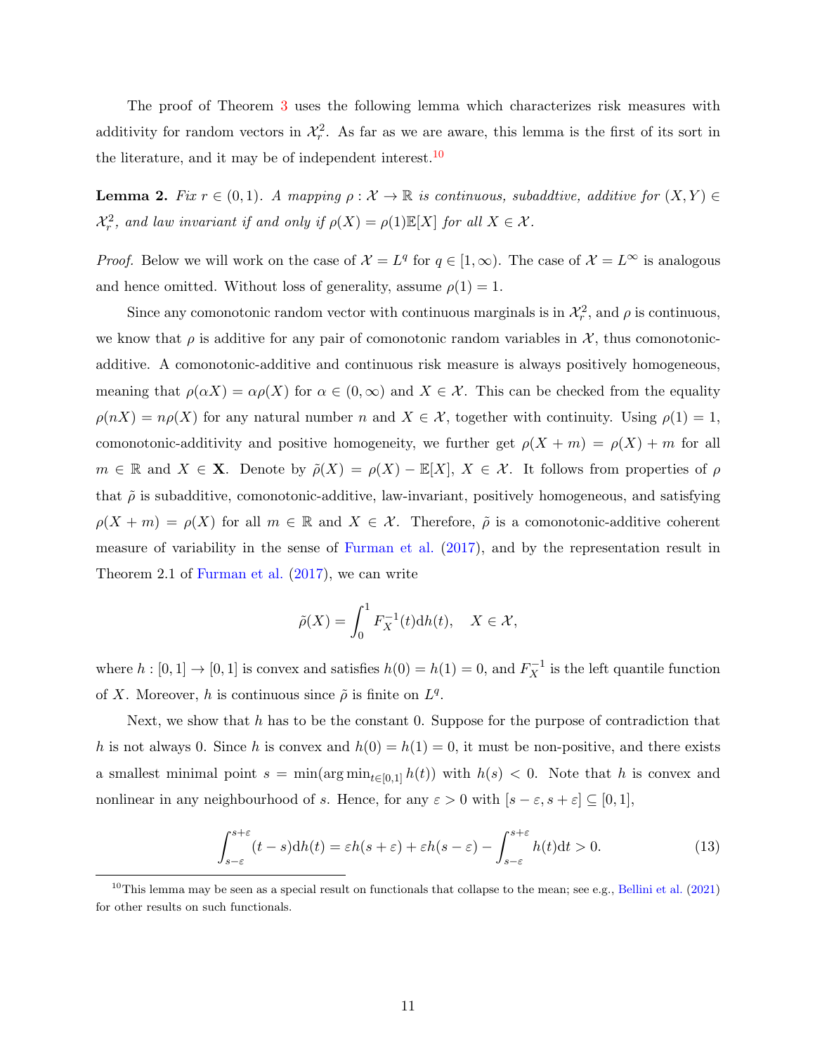The proof of Theorem 3 uses the following lemma which characterizes risk measures with additivity for random vectors in $\mathcal{X}_r^2$. As far as we are aware, this lemma is the first of its sort in the literature, and it may be of independent interest.[10]

**Lemma 2.** *Fix $r \in (0,1)$. A mapping $\rho : \mathcal{X} \to \mathbb{R}$ is continuous, subaddtive, additive for $(X,Y) \in \mathcal{X}_r^2$, and law invariant if and only if $\rho(X) = \rho(1)\mathbb{E}[X]$ for all $X \in \mathcal{X}$.*

*Proof.* Below we will work on the case of $\mathcal{X} = L^q$ for $q \in [1, \infty)$. The case of $\mathcal{X} = L^\infty$ is analogous and hence omitted. Without loss of generality, assume $\rho(1) = 1$.

Since any comonotonic random vector with continuous marginals is in $\mathcal{X}_r^2$, and $\rho$ is continuous, we know that $\rho$ is additive for any pair of comonotonic random variables in $\mathcal{X}$, thus comonotonic-additive. A comonotonic-additive and continuous risk measure is always positively homogeneous, meaning that $\rho(\alpha X) = \alpha \rho(X)$ for $\alpha \in (0, \infty)$ and $X \in \mathcal{X}$. This can be checked from the equality $\rho(nX) = n\rho(X)$ for any natural number $n$ and $X \in \mathcal{X}$, together with continuity. Using $\rho(1) = 1$, comonotonic-additivity and positive homogeneity, we further get $\rho(X + m) = \rho(X) + m$ for all $m \in \mathbb{R}$ and $X \in \mathbf{X}$. Denote by $\tilde{\rho}(X) = \rho(X) - \mathbb{E}[X]$, $X \in \mathcal{X}$. It follows from properties of $\rho$ that $\tilde{\rho}$ is subadditive, comonotonic-additive, law-invariant, positively homogeneous, and satisfying $\rho(X + m) = \rho(X)$ for all $m \in \mathbb{R}$ and $X \in \mathcal{X}$. Therefore, $\tilde{\rho}$ is a comonotonic-additive coherent measure of variability in the sense of Furman et al. (2017), and by the representation result in Theorem 2.1 of Furman et al. (2017), we can write

$$\tilde{\rho}(X) = \int_0^1 F_X^{-1}(t)\mathrm{d}h(t), \quad X \in \mathcal{X},$$

where $h : [0,1] \to [0,1]$ is convex and satisfies $h(0) = h(1) = 0$, and $F_X^{-1}$ is the left quantile function of $X$. Moreover, $h$ is continuous since $\tilde{\rho}$ is finite on $L^q$.

Next, we show that $h$ has to be the constant 0. Suppose for the purpose of contradiction that $h$ is not always 0. Since $h$ is convex and $h(0) = h(1) = 0$, it must be non-positive, and there exists a smallest minimal point $s = \min(\arg\min_{t \in [0,1]} h(t))$ with $h(s) < 0$. Note that $h$ is convex and nonlinear in any neighbourhood of $s$. Hence, for any $\varepsilon > 0$ with $[s - \varepsilon, s + \varepsilon] \subseteq [0,1]$,

$$\int_{s-\varepsilon}^{s+\varepsilon} (t - s)\mathrm{d}h(t) = \varepsilon h(s + \varepsilon) + \varepsilon h(s - \varepsilon) - \int_{s-\varepsilon}^{s+\varepsilon} h(t)\mathrm{d}t > 0. \tag{13}$$

[10] This lemma may be seen as a special result on functionals that collapse to the mean; see e.g., Bellini et al. (2021) for other results on such functionals.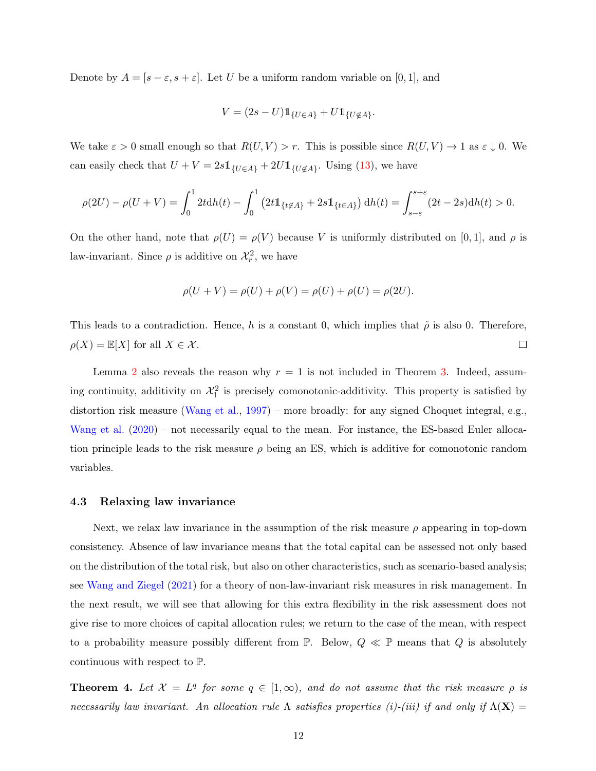Denote by $A = [s-\varepsilon, s+\varepsilon]$. Let $U$ be a uniform random variable on $[0,1]$, and

$$V = (2s - U)\mathbb{1}_{\{U \in A\}} + U\mathbb{1}_{\{U \notin A\}}.$$

We take $\varepsilon > 0$ small enough so that $R(U,V) > r$. This is possible since $R(U,V) \to 1$ as $\varepsilon \downarrow 0$. We can easily check that $U + V = 2s\mathbb{1}_{\{U \in A\}} + 2U\mathbb{1}_{\{U \notin A\}}$. Using (13), we have

$$\rho(2U) - \rho(U+V) = \int_0^1 2t \mathrm{d}h(t) - \int_0^1 \left(2t\mathbb{1}_{\{t \notin A\}} + 2s\mathbb{1}_{\{t \in A\}}\right) \mathrm{d}h(t) = \int_{s-\varepsilon}^{s+\varepsilon} (2t - 2s)\mathrm{d}h(t) > 0.$$

On the other hand, note that $\rho(U) = \rho(V)$ because $V$ is uniformly distributed on $[0,1]$, and $\rho$ is law-invariant. Since $\rho$ is additive on $\mathcal{X}_r^2$, we have

$$\rho(U+V) = \rho(U) + \rho(V) = \rho(U) + \rho(U) = \rho(2U).$$

This leads to a contradiction. Hence, $h$ is a constant 0, which implies that $\tilde{\rho}$ is also 0. Therefore, $\rho(X) = \mathbb{E}[X]$ for all $X \in \mathcal{X}$. $\square$

Lemma 2 also reveals the reason why $r = 1$ is not included in Theorem 3. Indeed, assuming continuity, additivity on $\mathcal{X}_1^2$ is precisely comonotonic-additivity. This property is satisfied by distortion risk measure (Wang et al., 1997) – more broadly: for any signed Choquet integral, e.g., Wang et al. (2020) – not necessarily equal to the mean. For instance, the ES-based Euler allocation principle leads to the risk measure $\rho$ being an ES, which is additive for comonotonic random variables.

### 4.3 Relaxing law invariance

Next, we relax law invariance in the assumption of the risk measure $\rho$ appearing in top-down consistency. Absence of law invariance means that the total capital can be assessed not only based on the distribution of the total risk, but also on other characteristics, such as scenario-based analysis; see Wang and Ziegel (2021) for a theory of non-law-invariant risk measures in risk management. In the next result, we will see that allowing for this extra flexibility in the risk assessment does not give rise to more choices of capital allocation rules; we return to the case of the mean, with respect to a probability measure possibly different from $\mathbb{P}$. Below, $Q \ll \mathbb{P}$ means that $Q$ is absolutely continuous with respect to $\mathbb{P}$.

**Theorem 4.** *Let $\mathcal{X} = L^q$ for some $q \in [1, \infty)$, and do not assume that the risk measure $\rho$ is necessarily law invariant. An allocation rule $\Lambda$ satisfies properties (i)-(iii) if and only if $\Lambda(\mathbf{X}) =$*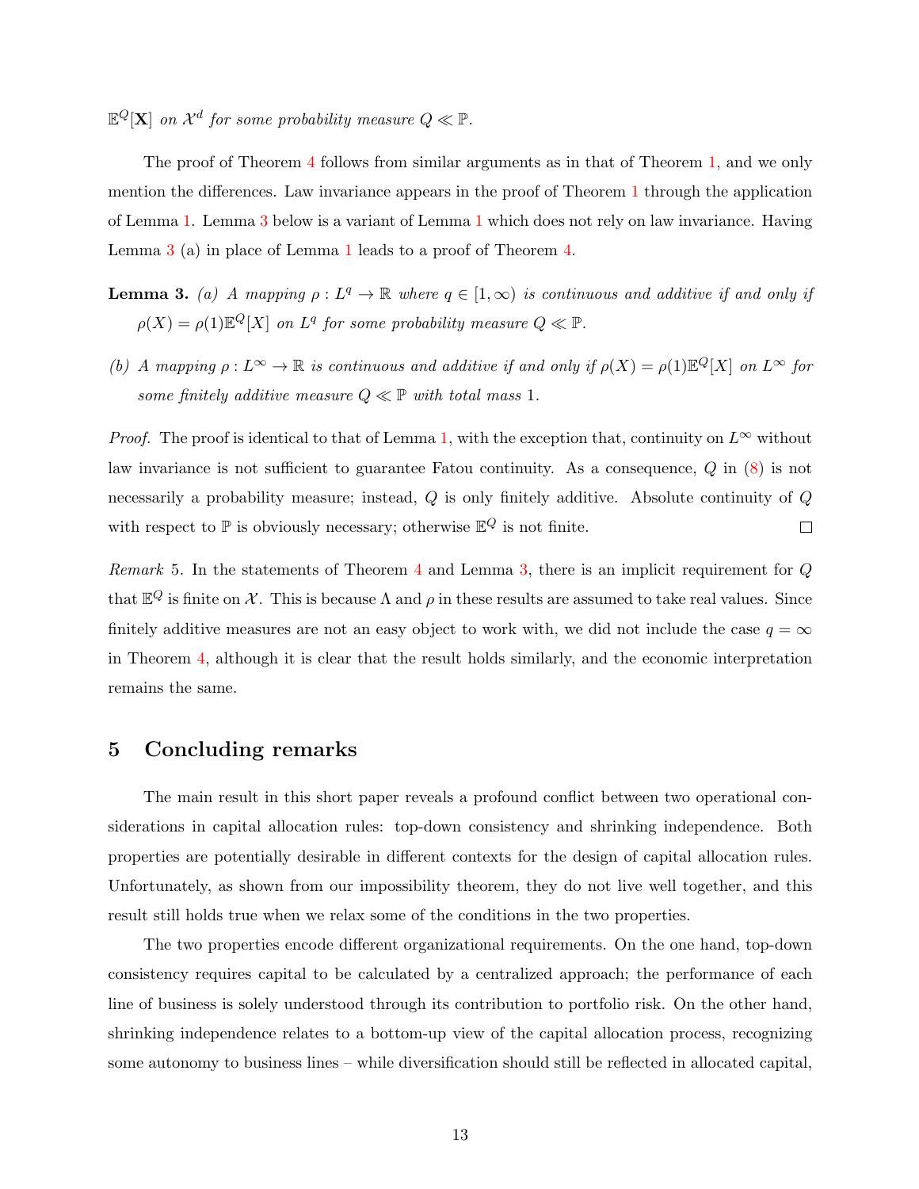$\mathbb{E}^Q[\mathbf{X}]$ *on* $\mathcal{X}^d$ *for some probability measure* $Q \ll \mathbb{P}$.

The proof of Theorem 4 follows from similar arguments as in that of Theorem 1, and we only mention the differences. Law invariance appears in the proof of Theorem 1 through the application of Lemma 1. Lemma 3 below is a variant of Lemma 1 which does not rely on law invariance. Having Lemma 3 (a) in place of Lemma 1 leads to a proof of Theorem 4.

**Lemma 3.** *(a) A mapping* $\rho : L^q \to \mathbb{R}$ *where* $q \in [1, \infty)$ *is continuous and additive if and only if* $\rho(X) = \rho(1)\mathbb{E}^Q[X]$ *on* $L^q$ *for some probability measure* $Q \ll \mathbb{P}$.

*(b) A mapping* $\rho : L^\infty \to \mathbb{R}$ *is continuous and additive if and only if* $\rho(X) = \rho(1)\mathbb{E}^Q[X]$ *on* $L^\infty$ *for some finitely additive measure* $Q \ll \mathbb{P}$ *with total mass* 1.

*Proof.* The proof is identical to that of Lemma 1, with the exception that, continuity on $L^\infty$ without law invariance is not sufficient to guarantee Fatou continuity. As a consequence, $Q$ in (8) is not necessarily a probability measure; instead, $Q$ is only finitely additive. Absolute continuity of $Q$ with respect to $\mathbb{P}$ is obviously necessary; otherwise $\mathbb{E}^Q$ is not finite. □

*Remark* 5. In the statements of Theorem 4 and Lemma 3, there is an implicit requirement for $Q$ that $\mathbb{E}^Q$ is finite on $\mathcal{X}$. This is because $\Lambda$ and $\rho$ in these results are assumed to take real values. Since finitely additive measures are not an easy object to work with, we did not include the case $q = \infty$ in Theorem 4, although it is clear that the result holds similarly, and the economic interpretation remains the same.

## 5 Concluding remarks

The main result in this short paper reveals a profound conflict between two operational considerations in capital allocation rules: top-down consistency and shrinking independence. Both properties are potentially desirable in different contexts for the design of capital allocation rules. Unfortunately, as shown from our impossibility theorem, they do not live well together, and this result still holds true when we relax some of the conditions in the two properties.

The two properties encode different organizational requirements. On the one hand, top-down consistency requires capital to be calculated by a centralized approach; the performance of each line of business is solely understood through its contribution to portfolio risk. On the other hand, shrinking independence relates to a bottom-up view of the capital allocation process, recognizing some autonomy to business lines – while diversification should still be reflected in allocated capital,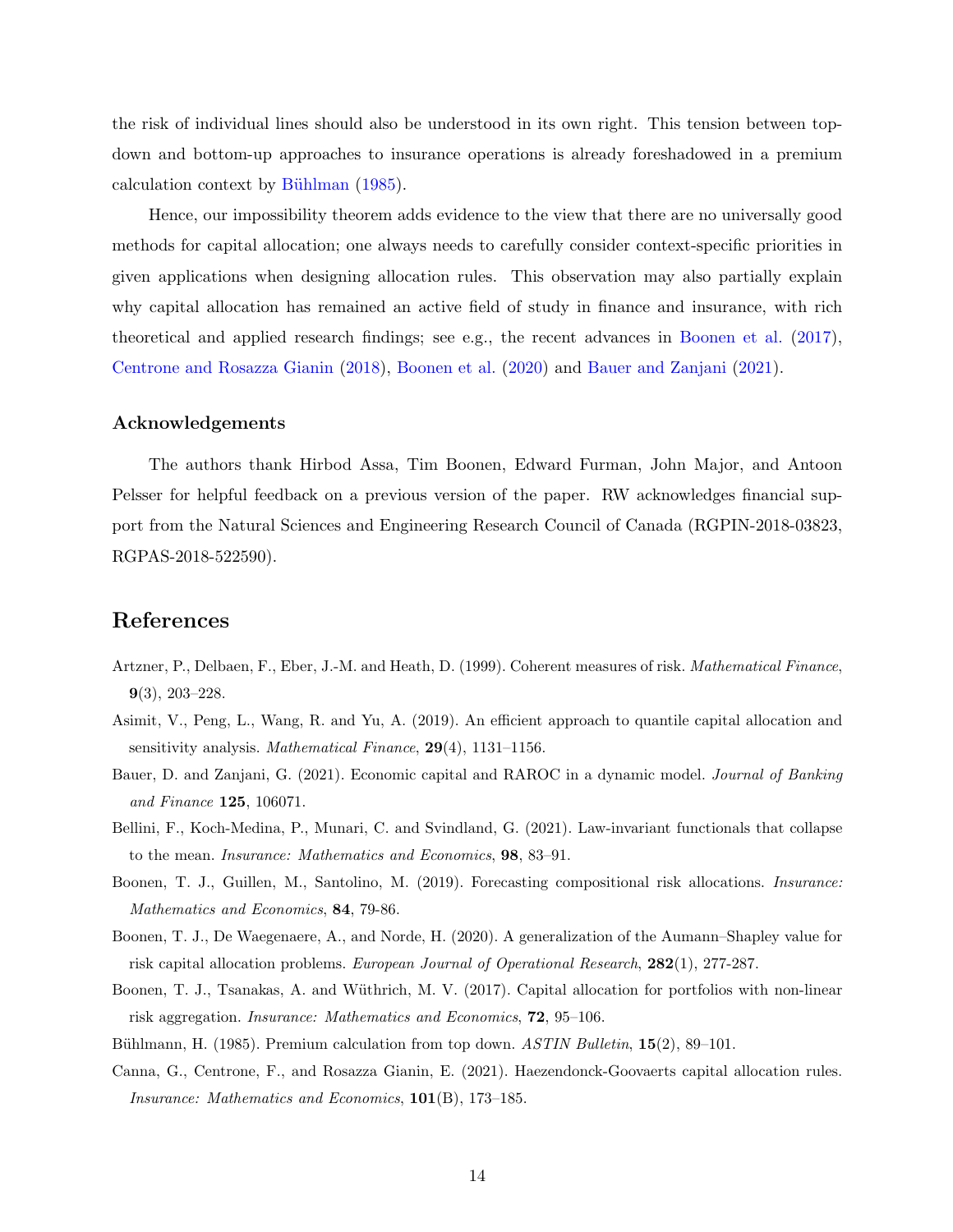the risk of individual lines should also be understood in its own right. This tension between top-down and bottom-up approaches to insurance operations is already foreshadowed in a premium calculation context by Bühlman (1985).

Hence, our impossibility theorem adds evidence to the view that there are no universally good methods for capital allocation; one always needs to carefully consider context-specific priorities in given applications when designing allocation rules. This observation may also partially explain why capital allocation has remained an active field of study in finance and insurance, with rich theoretical and applied research findings; see e.g., the recent advances in Boonen et al. (2017), Centrone and Rosazza Gianin (2018), Boonen et al. (2020) and Bauer and Zanjani (2021).

### Acknowledgements

The authors thank Hirbod Assa, Tim Boonen, Edward Furman, John Major, and Antoon Pelsser for helpful feedback on a previous version of the paper. RW acknowledges financial support from the Natural Sciences and Engineering Research Council of Canada (RGPIN-2018-03823, RGPAS-2018-522590).

## References

Artzner, P., Delbaen, F., Eber, J.-M. and Heath, D. (1999). Coherent measures of risk. *Mathematical Finance*, **9**(3), 203–228.

Asimit, V., Peng, L., Wang, R. and Yu, A. (2019). An efficient approach to quantile capital allocation and sensitivity analysis. *Mathematical Finance*, **29**(4), 1131–1156.

Bauer, D. and Zanjani, G. (2021). Economic capital and RAROC in a dynamic model. *Journal of Banking and Finance* **125**, 106071.

Bellini, F., Koch-Medina, P., Munari, C. and Svindland, G. (2021). Law-invariant functionals that collapse to the mean. *Insurance: Mathematics and Economics*, **98**, 83–91.

Boonen, T. J., Guillen, M., Santolino, M. (2019). Forecasting compositional risk allocations. *Insurance: Mathematics and Economics*, **84**, 79-86.

Boonen, T. J., De Waegenaere, A., and Norde, H. (2020). A generalization of the Aumann–Shapley value for risk capital allocation problems. *European Journal of Operational Research*, **282**(1), 277-287.

Boonen, T. J., Tsanakas, A. and Wüthrich, M. V. (2017). Capital allocation for portfolios with non-linear risk aggregation. *Insurance: Mathematics and Economics*, **72**, 95–106.

Bühlmann, H. (1985). Premium calculation from top down. *ASTIN Bulletin*, **15**(2), 89–101.

Canna, G., Centrone, F., and Rosazza Gianin, E. (2021). Haezendonck-Goovaerts capital allocation rules. *Insurance: Mathematics and Economics*, **101**(B), 173–185.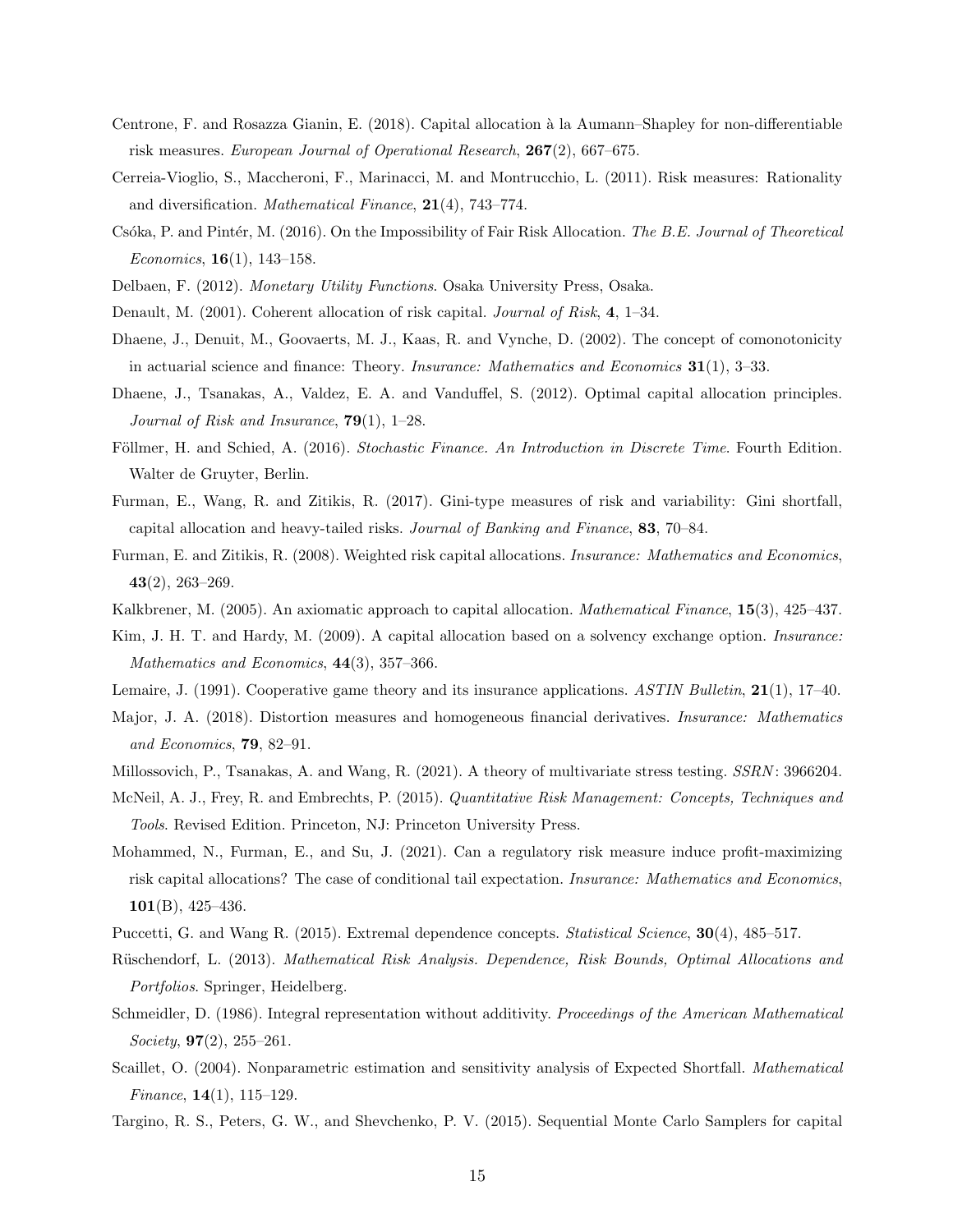Centrone, F. and Rosazza Gianin, E. (2018). Capital allocation à la Aumann–Shapley for non-differentiable risk measures. *European Journal of Operational Research*, **267**(2), 667–675.

Cerreia-Vioglio, S., Maccheroni, F., Marinacci, M. and Montrucchio, L. (2011). Risk measures: Rationality and diversification. *Mathematical Finance*, **21**(4), 743–774.

Csóka, P. and Pintér, M. (2016). On the Impossibility of Fair Risk Allocation. *The B.E. Journal of Theoretical Economics*, **16**(1), 143–158.

Delbaen, F. (2012). *Monetary Utility Functions*. Osaka University Press, Osaka.

Denault, M. (2001). Coherent allocation of risk capital. *Journal of Risk*, **4**, 1–34.

Dhaene, J., Denuit, M., Goovaerts, M. J., Kaas, R. and Vynche, D. (2002). The concept of comonotonicity in actuarial science and finance: Theory. *Insurance: Mathematics and Economics* **31**(1), 3–33.

Dhaene, J., Tsanakas, A., Valdez, E. A. and Vanduffel, S. (2012). Optimal capital allocation principles. *Journal of Risk and Insurance*, **79**(1), 1–28.

Föllmer, H. and Schied, A. (2016). *Stochastic Finance. An Introduction in Discrete Time*. Fourth Edition. Walter de Gruyter, Berlin.

Furman, E., Wang, R. and Zitikis, R. (2017). Gini-type measures of risk and variability: Gini shortfall, capital allocation and heavy-tailed risks. *Journal of Banking and Finance*, **83**, 70–84.

Furman, E. and Zitikis, R. (2008). Weighted risk capital allocations. *Insurance: Mathematics and Economics*, **43**(2), 263–269.

Kalkbrener, M. (2005). An axiomatic approach to capital allocation. *Mathematical Finance*, **15**(3), 425–437.

Kim, J. H. T. and Hardy, M. (2009). A capital allocation based on a solvency exchange option. *Insurance: Mathematics and Economics*, **44**(3), 357–366.

Lemaire, J. (1991). Cooperative game theory and its insurance applications. *ASTIN Bulletin*, **21**(1), 17–40.

Major, J. A. (2018). Distortion measures and homogeneous financial derivatives. *Insurance: Mathematics and Economics*, **79**, 82–91.

Millossovich, P., Tsanakas, A. and Wang, R. (2021). A theory of multivariate stress testing. *SSRN*: 3966204.

McNeil, A. J., Frey, R. and Embrechts, P. (2015). *Quantitative Risk Management: Concepts, Techniques and Tools*. Revised Edition. Princeton, NJ: Princeton University Press.

Mohammed, N., Furman, E., and Su, J. (2021). Can a regulatory risk measure induce profit-maximizing risk capital allocations? The case of conditional tail expectation. *Insurance: Mathematics and Economics*, **101**(B), 425–436.

Puccetti, G. and Wang R. (2015). Extremal dependence concepts. *Statistical Science*, **30**(4), 485–517.

Rüschendorf, L. (2013). *Mathematical Risk Analysis. Dependence, Risk Bounds, Optimal Allocations and Portfolios*. Springer, Heidelberg.

Schmeidler, D. (1986). Integral representation without additivity. *Proceedings of the American Mathematical Society*, **97**(2), 255–261.

Scaillet, O. (2004). Nonparametric estimation and sensitivity analysis of Expected Shortfall. *Mathematical Finance*, **14**(1), 115–129.

Targino, R. S., Peters, G. W., and Shevchenko, P. V. (2015). Sequential Monte Carlo Samplers for capital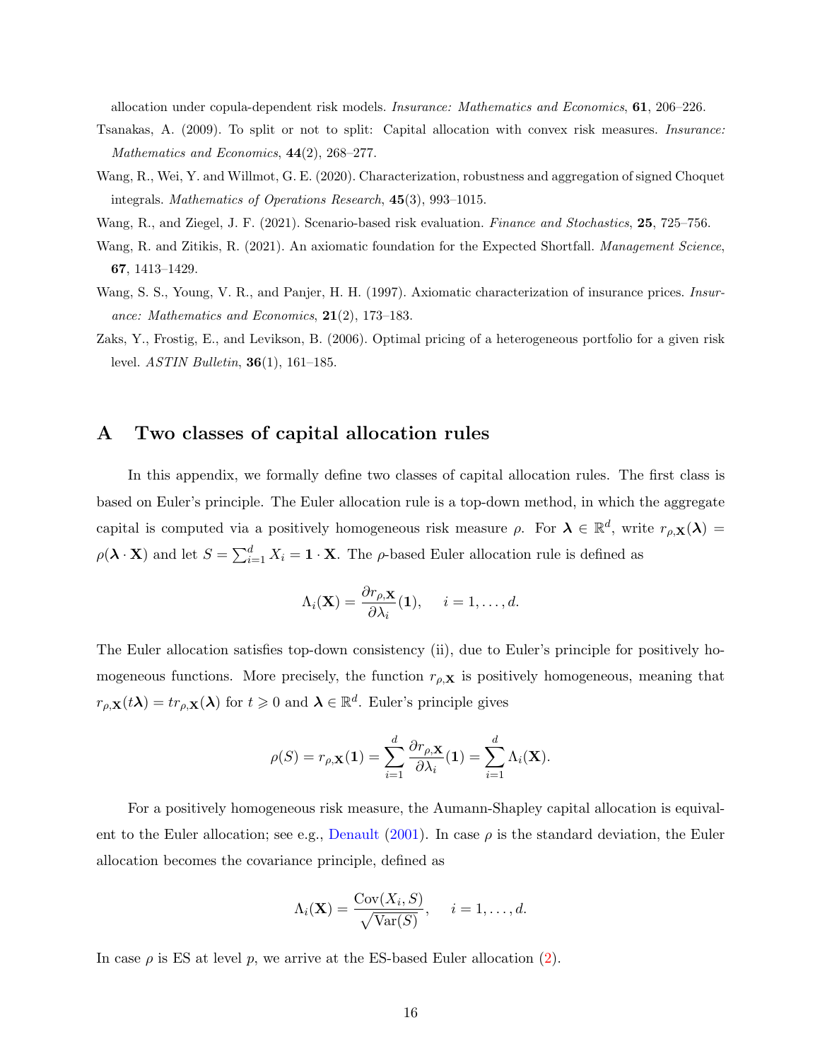allocation under copula-dependent risk models. *Insurance: Mathematics and Economics*, **61**, 206–226.

Tsanakas, A. (2009). To split or not to split: Capital allocation with convex risk measures. *Insurance: Mathematics and Economics*, **44**(2), 268–277.

Wang, R., Wei, Y. and Willmot, G. E. (2020). Characterization, robustness and aggregation of signed Choquet integrals. *Mathematics of Operations Research*, **45**(3), 993–1015.

Wang, R., and Ziegel, J. F. (2021). Scenario-based risk evaluation. *Finance and Stochastics*, **25**, 725–756.

Wang, R. and Zitikis, R. (2021). An axiomatic foundation for the Expected Shortfall. *Management Science*, **67**, 1413–1429.

Wang, S. S., Young, V. R., and Panjer, H. H. (1997). Axiomatic characterization of insurance prices. *Insurance: Mathematics and Economics*, **21**(2), 173–183.

Zaks, Y., Frostig, E., and Levikson, B. (2006). Optimal pricing of a heterogeneous portfolio for a given risk level. *ASTIN Bulletin*, **36**(1), 161–185.

# A Two classes of capital allocation rules

In this appendix, we formally define two classes of capital allocation rules. The first class is based on Euler's principle. The Euler allocation rule is a top-down method, in which the aggregate capital is computed via a positively homogeneous risk measure $\rho$. For $\boldsymbol{\lambda} \in \mathbb{R}^d$, write $r_{\rho,\mathbf{X}}(\boldsymbol{\lambda}) = \rho(\boldsymbol{\lambda} \cdot \mathbf{X})$ and let $S = \sum_{i=1}^d X_i = \mathbf{1} \cdot \mathbf{X}$. The $\rho$-based Euler allocation rule is defined as

$$\Lambda_i(\mathbf{X}) = \frac{\partial r_{\rho,\mathbf{X}}}{\partial \lambda_i}(\mathbf{1}), \quad i = 1, \dots, d.$$

The Euler allocation satisfies top-down consistency (ii), due to Euler's principle for positively homogeneous functions. More precisely, the function $r_{\rho,\mathbf{X}}$ is positively homogeneous, meaning that $r_{\rho,\mathbf{X}}(t\boldsymbol{\lambda}) = t r_{\rho,\mathbf{X}}(\boldsymbol{\lambda})$ for $t \geqslant 0$ and $\boldsymbol{\lambda} \in \mathbb{R}^d$. Euler's principle gives

$$\rho(S) = r_{\rho,\mathbf{X}}(\mathbf{1}) = \sum_{i=1}^d \frac{\partial r_{\rho,\mathbf{X}}}{\partial \lambda_i}(\mathbf{1}) = \sum_{i=1}^d \Lambda_i(\mathbf{X}).$$

For a positively homogeneous risk measure, the Aumann-Shapley capital allocation is equivalent to the Euler allocation; see e.g., Denault (2001). In case $\rho$ is the standard deviation, the Euler allocation becomes the covariance principle, defined as

$$\Lambda_i(\mathbf{X}) = \frac{\mathrm{Cov}(X_i, S)}{\sqrt{\mathrm{Var}(S)}}, \quad i = 1, \dots, d.$$

In case $\rho$ is ES at level $p$, we arrive at the ES-based Euler allocation (2).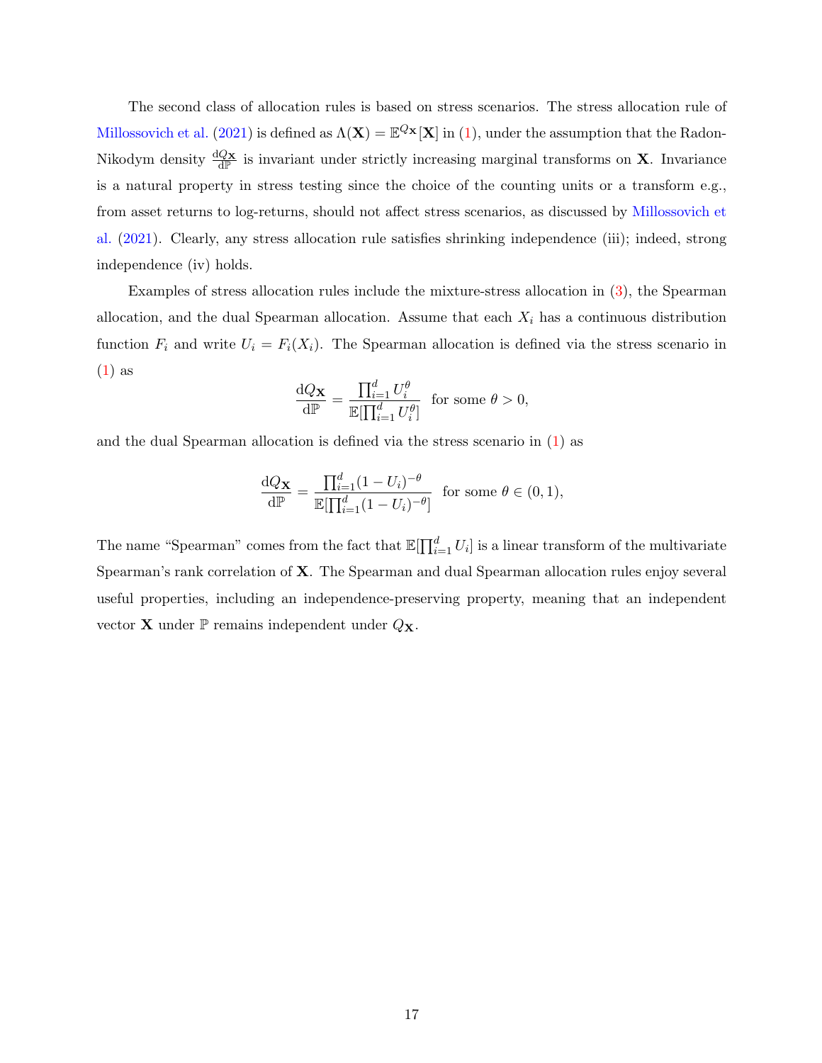The second class of allocation rules is based on stress scenarios. The stress allocation rule of Millossovich et al. (2021) is defined as $\Lambda(\mathbf{X}) = \mathbb{E}^{Q_{\mathbf{X}}}[\mathbf{X}]$ in (1), under the assumption that the Radon-Nikodym density $\frac{\mathrm{d}Q_{\mathbf{X}}}{\mathrm{d}\mathbb{P}}$ is invariant under strictly increasing marginal transforms on $\mathbf{X}$. Invariance is a natural property in stress testing since the choice of the counting units or a transform e.g., from asset returns to log-returns, should not affect stress scenarios, as discussed by Millossovich et al. (2021). Clearly, any stress allocation rule satisfies shrinking independence (iii); indeed, strong independence (iv) holds.

Examples of stress allocation rules include the mixture-stress allocation in (3), the Spearman allocation, and the dual Spearman allocation. Assume that each $X_i$ has a continuous distribution function $F_i$ and write $U_i = F_i(X_i)$. The Spearman allocation is defined via the stress scenario in (1) as

$$\frac{\mathrm{d}Q_{\mathbf{X}}}{\mathrm{d}\mathbb{P}} = \frac{\prod_{i=1}^{d} U_i^{\theta}}{\mathbb{E}[\prod_{i=1}^{d} U_i^{\theta}]} \quad \text{for some } \theta > 0,$$

and the dual Spearman allocation is defined via the stress scenario in (1) as

$$\frac{\mathrm{d}Q_{\mathbf{X}}}{\mathrm{d}\mathbb{P}} = \frac{\prod_{i=1}^{d} (1 - U_i)^{-\theta}}{\mathbb{E}[\prod_{i=1}^{d} (1 - U_i)^{-\theta}]} \quad \text{for some } \theta \in (0, 1),$$

The name "Spearman" comes from the fact that $\mathbb{E}[\prod_{i=1}^{d} U_i]$ is a linear transform of the multivariate Spearman's rank correlation of $\mathbf{X}$. The Spearman and dual Spearman allocation rules enjoy several useful properties, including an independence-preserving property, meaning that an independent vector $\mathbf{X}$ under $\mathbb{P}$ remains independent under $Q_{\mathbf{X}}$.